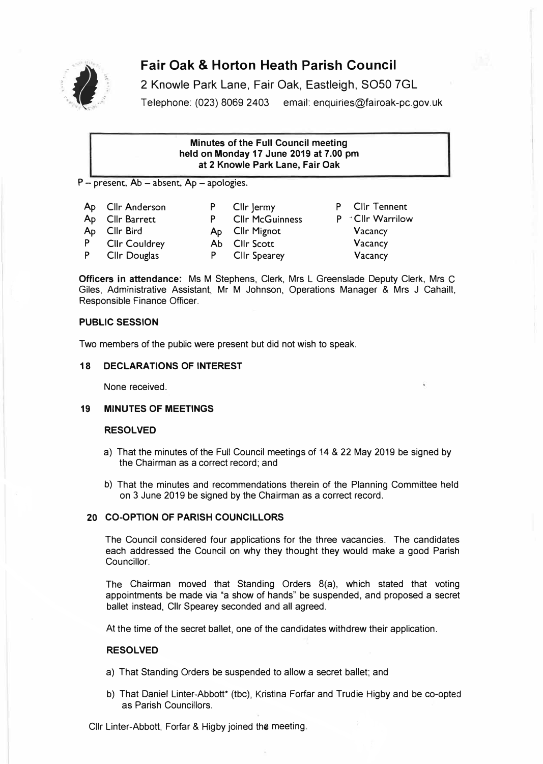# Fair Oak & Horton Heath Parish Council

2 Knowle Park Lane, Fair Oak, Eastleigh, SO50 7GL

Telephone: (023) 8069 2403 email: enquiries@fairoak-pc.gov.uk

**Minutes of the Full Council meeting held on Monday 17 June 2019 at 7.00 pm at 2 Knowle Park Lane, Fair Oak**

P – present, Ab – absent, Ap – apologies.

| | | | | | |
|---|---|---|---|---|---|
| Ap | Cllr Anderson | P | Cllr Jermy | P | Cllr Tennent |
| Ap | Cllr Barrett | P | Cllr McGuinness | P | Cllr Warrilow |
| Ap | Cllr Bird | Ap | Cllr Mignot | | Vacancy |
| P | Cllr Couldrey | Ab | Cllr Scott | | Vacancy |
| P | Cllr Douglas | P | Cllr Spearey | | Vacancy |

**Officers in attendance:** Ms M Stephens, Clerk, Mrs L Greenslade Deputy Clerk, Mrs C Giles, Administrative Assistant, Mr M Johnson, Operations Manager & Mrs J Cahaill, Responsible Finance Officer.

### PUBLIC SESSION

Two members of the public were present but did not wish to speak.

### 18 DECLARATIONS OF INTEREST

None received.

### 19 MINUTES OF MEETINGS

**RESOLVED**

a) That the minutes of the Full Council meetings of 14 & 22 May 2019 be signed by the Chairman as a correct record; and

b) That the minutes and recommendations therein of the Planning Committee held on 3 June 2019 be signed by the Chairman as a correct record.

### 20 CO-OPTION OF PARISH COUNCILLORS

The Council considered four applications for the three vacancies. The candidates each addressed the Council on why they thought they would make a good Parish Councillor.

The Chairman moved that Standing Orders 8(a), which stated that voting appointments be made via "a show of hands" be suspended, and proposed a secret ballet instead, Cllr Spearey seconded and all agreed.

At the time of the secret ballet, one of the candidates withdrew their application.

**RESOLVED**

a) That Standing Orders be suspended to allow a secret ballet; and

b) That Daniel Linter-Abbott* (tbc), Kristina Forfar and Trudie Higby and be co-opted as Parish Councillors.

Cllr Linter-Abbott, Forfar & Higby joined the meeting.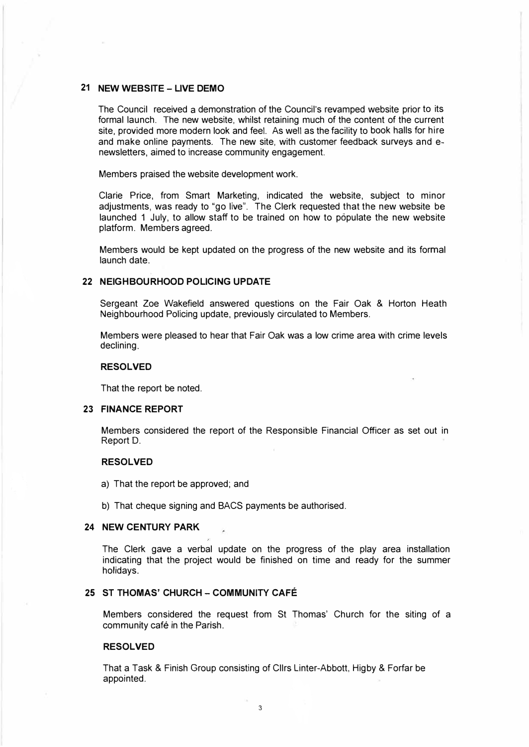## 21 NEW WEBSITE – LIVE DEMO

The Council received a demonstration of the Council's revamped website prior to its formal launch. The new website, whilst retaining much of the content of the current site, provided more modern look and feel. As well as the facility to book halls for hire and make online payments. The new site, with customer feedback surveys and e-newsletters, aimed to increase community engagement.

Members praised the website development work.

Clarie Price, from Smart Marketing, indicated the website, subject to minor adjustments, was ready to "go live". The Clerk requested that the new website be launched 1 July, to allow staff to be trained on how to pópulate the new website platform. Members agreed.

Members would be kept updated on the progress of the new website and its formal launch date.

## 22 NEIGHBOURHOOD POLICING UPDATE

Sergeant Zoe Wakefield answered questions on the Fair Oak & Horton Heath Neighbourhood Policing update, previously circulated to Members.

Members were pleased to hear that Fair Oak was a low crime area with crime levels declining.

**RESOLVED**

That the report be noted.

## 23 FINANCE REPORT

Members considered the report of the Responsible Financial Officer as set out in Report D.

**RESOLVED**

a) That the report be approved; and

b) That cheque signing and BACS payments be authorised.

## 24 NEW CENTURY PARK

The Clerk gave a verbal update on the progress of the play area installation indicating that the project would be finished on time and ready for the summer holidays.

## 25 ST THOMAS' CHURCH – COMMUNITY CAFÉ

Members considered the request from St Thomas' Church for the siting of a community café in the Parish.

**RESOLVED**

That a Task & Finish Group consisting of Cllrs Linter-Abbott, Higby & Forfar be appointed.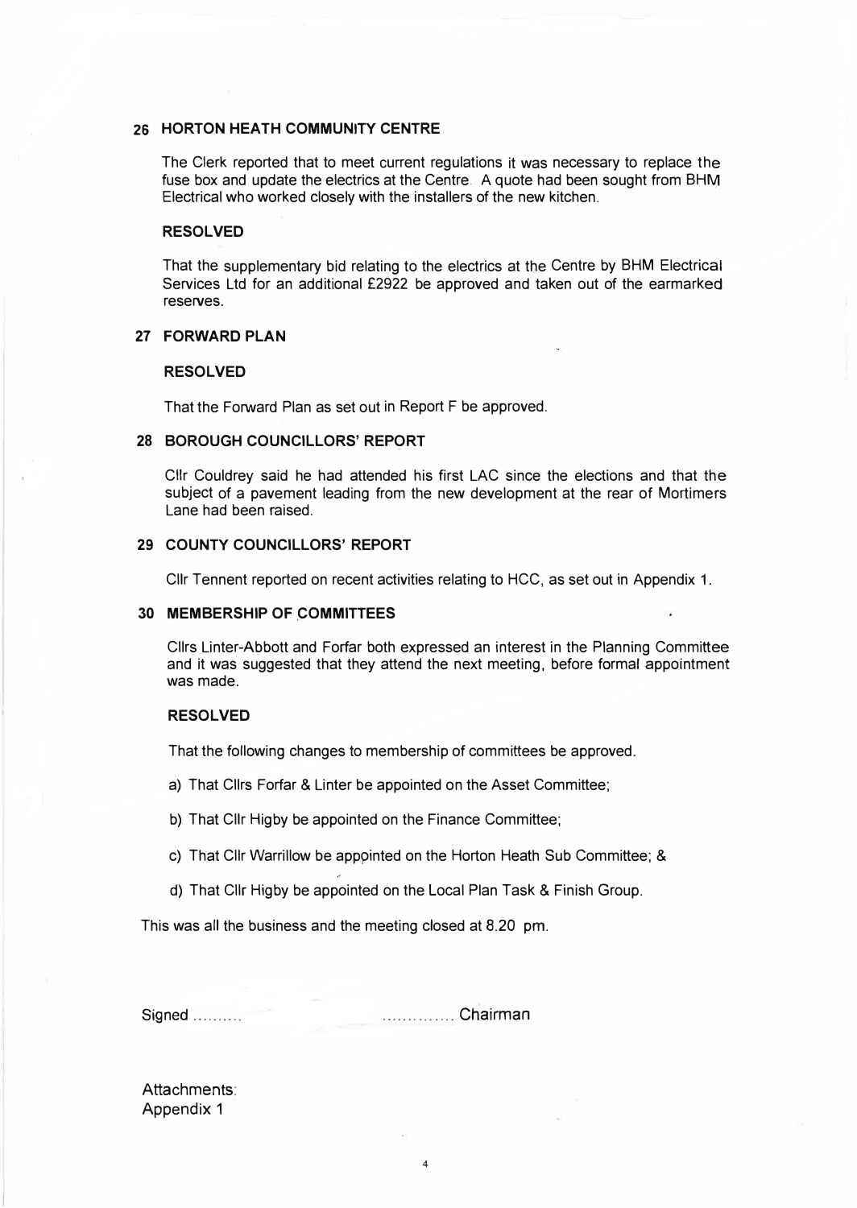## 26 HORTON HEATH COMMUNITY CENTRE

The Clerk reported that to meet current regulations it was necessary to replace the fuse box and update the electrics at the Centre. A quote had been sought from BHM Electrical who worked closely with the installers of the new kitchen.

**RESOLVED**

That the supplementary bid relating to the electrics at the Centre by BHM Electrical Services Ltd for an additional £2922 be approved and taken out of the earmarked reserves.

## 27 FORWARD PLAN

**RESOLVED**

That the Forward Plan as set out in Report F be approved.

## 28 BOROUGH COUNCILLORS' REPORT

Cllr Couldrey said he had attended his first LAC since the elections and that the subject of a pavement leading from the new development at the rear of Mortimers Lane had been raised.

## 29 COUNTY COUNCILLORS' REPORT

Cllr Tennent reported on recent activities relating to HCC, as set out in Appendix 1.

## 30 MEMBERSHIP OF COMMITTEES

Cllrs Linter-Abbott and Forfar both expressed an interest in the Planning Committee and it was suggested that they attend the next meeting, before formal appointment was made.

**RESOLVED**

That the following changes to membership of committees be approved.

a) That Cllrs Forfar & Linter be appointed on the Asset Committee;

b) That Cllr Higby be appointed on the Finance Committee;

c) That Cllr Warrillow be appointed on the Horton Heath Sub Committee; &

d) That Cllr Higby be appointed on the Local Plan Task & Finish Group.

This was all the business and the meeting closed at 8.20 pm.

Signed .......... .............. Chairman

Attachments:
Appendix 1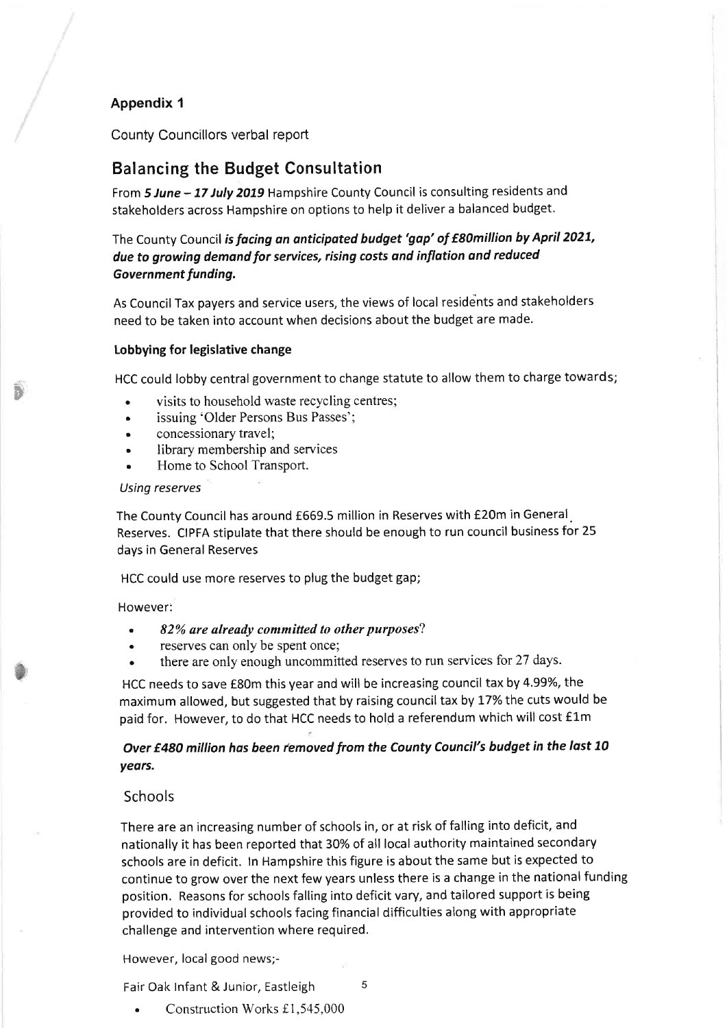**Appendix 1**

County Councillors verbal report

## Balancing the Budget Consultation

From ***5 June – 17 July 2019*** Hampshire County Council is consulting residents and stakeholders across Hampshire on options to help it deliver a balanced budget.

The County Council ***is facing an anticipated budget 'gap' of £80million by April 2021, due to growing demand for services, rising costs and inflation and reduced Government funding.***

As Council Tax payers and service users, the views of local residents and stakeholders need to be taken into account when decisions about the budget are made.

**Lobbying for legislative change**

HCC could lobby central government to change statute to allow them to charge towards;

- visits to household waste recycling centres;
- issuing 'Older Persons Bus Passes';
- concessionary travel;
- library membership and services
- Home to School Transport.

*Using reserves*

The County Council has around £669.5 million in Reserves with £20m in General Reserves. CIPFA stipulate that there should be enough to run council business for 25 days in General Reserves

HCC could use more reserves to plug the budget gap;

However:

- ***82% are already committed to other purposes***?
- reserves can only be spent once;
- there are only enough uncommitted reserves to run services for 27 days.

HCC needs to save £80m this year and will be increasing council tax by 4.99%, the maximum allowed, but suggested that by raising council tax by 17% the cuts would be paid for. However, to do that HCC needs to hold a referendum which will cost £1m

***Over £480 million has been removed from the County Council's budget in the last 10 years.***

### Schools

There are an increasing number of schools in, or at risk of falling into deficit, and nationally it has been reported that 30% of all local authority maintained secondary schools are in deficit. In Hampshire this figure is about the same but is expected to continue to grow over the next few years unless there is a change in the national funding position. Reasons for schools falling into deficit vary, and tailored support is being provided to individual schools facing financial difficulties along with appropriate challenge and intervention where required.

However, local good news;-

Fair Oak Infant & Junior, Eastleigh

- Construction Works £1,545,000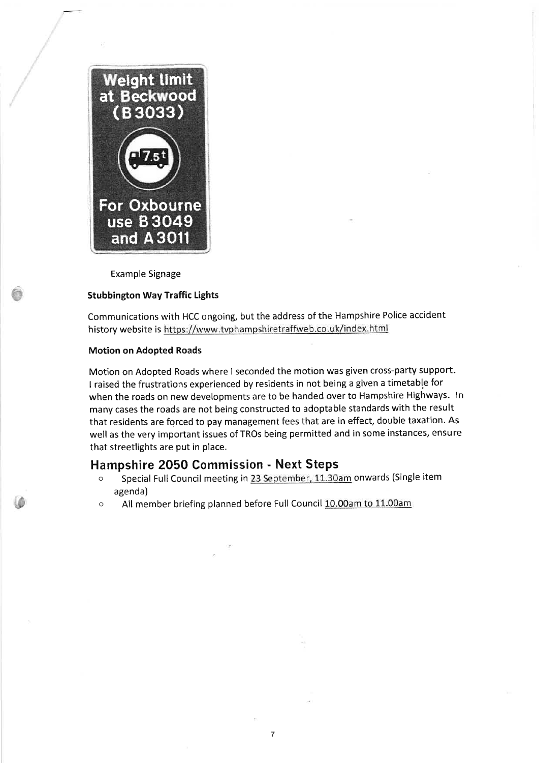Weight limit at Beckwood (B3033)

7.5t

For Oxbourne use B3049 and A3011

Example Signage

**Stubbington Way Traffic Lights**

Communications with HCC ongoing, but the address of the Hampshire Police accident history website is https://www.tvphampshiretraffweb.co.uk/index.html

**Motion on Adopted Roads**

Motion on Adopted Roads where I seconded the motion was given cross-party support. I raised the frustrations experienced by residents in not being a given a timetable for when the roads on new developments are to be handed over to Hampshire Highways. In many cases the roads are not being constructed to adoptable standards with the result that residents are forced to pay management fees that are in effect, double taxation. As well as the very important issues of TROs being permitted and in some instances, ensure that streetlights are put in place.

## Hampshire 2050 Commission - Next Steps

- Special Full Council meeting in 23 September, 11.30am onwards (Single item agenda)
- All member briefing planned before Full Council 10.00am to 11.00am